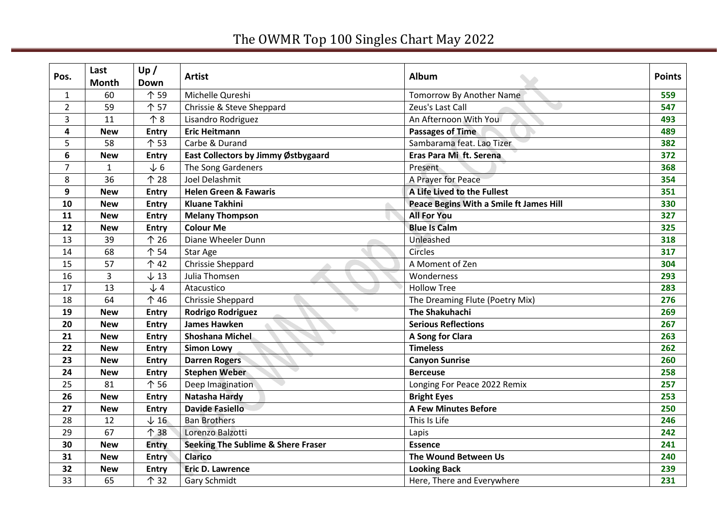# The OWMR Top 100 Singles Chart May 2022

| Pos. | Last Month | Up / Down | Artist | Album | Points |
|---|---|---|---|---|---|
| 1 | 60 | ↑ 59 | Michelle Qureshi | Tomorrow By Another Name | 559 |
| 2 | 59 | ↑ 57 | Chrissie & Steve Sheppard | Zeus's Last Call | 547 |
| 3 | 11 | ↑ 8 | Lisandro Rodriguez | An Afternoon With You | 493 |
| **4** | **New** | **Entry** | **Eric Heitmann** | **Passages of Time** | **489** |
| 5 | 58 | ↑ 53 | Carbe & Durand | Sambarama feat. Lao Tizer | 382 |
| **6** | **New** | **Entry** | **East Collectors by Jimmy Østbygaard** | **Eras Para Mi ft. Serena** | **372** |
| 7 | 1 | ↓ 6 | The Song Gardeners | Present | 368 |
| 8 | 36 | ↑ 28 | Joel Delashmit | A Prayer for Peace | 354 |
| **9** | **New** | **Entry** | **Helen Green & Fawaris** | **A Life Lived to the Fullest** | **351** |
| **10** | **New** | **Entry** | **Kluane Takhini** | **Peace Begins With a Smile ft James Hill** | **330** |
| **11** | **New** | **Entry** | **Melany Thompson** | **All For You** | **327** |
| **12** | **New** | **Entry** | **Colour Me** | **Blue Is Calm** | **325** |
| 13 | 39 | ↑ 26 | Diane Wheeler Dunn | Unleashed | 318 |
| 14 | 68 | ↑ 54 | Star Age | Circles | 317 |
| 15 | 57 | ↑ 42 | Chrissie Sheppard | A Moment of Zen | 304 |
| 16 | 3 | ↓ 13 | Julia Thomsen | Wonderness | 293 |
| 17 | 13 | ↓ 4 | Atacustico | Hollow Tree | 283 |
| 18 | 64 | ↑ 46 | Chrissie Sheppard | The Dreaming Flute (Poetry Mix) | 276 |
| **19** | **New** | **Entry** | **Rodrigo Rodriguez** | **The Shakuhachi** | **269** |
| **20** | **New** | **Entry** | **James Hawken** | **Serious Reflections** | **267** |
| **21** | **New** | **Entry** | **Shoshana Michel** | **A Song for Clara** | **263** |
| **22** | **New** | **Entry** | **Simon Lowy** | **Timeless** | **262** |
| **23** | **New** | **Entry** | **Darren Rogers** | **Canyon Sunrise** | **260** |
| **24** | **New** | **Entry** | **Stephen Weber** | **Berceuse** | **258** |
| 25 | 81 | ↑ 56 | Deep Imagination | Longing For Peace 2022 Remix | 257 |
| **26** | **New** | **Entry** | **Natasha Hardy** | **Bright Eyes** | **253** |
| **27** | **New** | **Entry** | **Davide Fasiello** | **A Few Minutes Before** | **250** |
| 28 | 12 | ↓ 16 | Ban Brothers | This Is Life | 246 |
| 29 | 67 | ↑ 38 | Lorenzo Balzotti | Lapis | 242 |
| **30** | **New** | **Entry** | **Seeking The Sublime & Shere Fraser** | **Essence** | **241** |
| **31** | **New** | **Entry** | **Clarico** | **The Wound Between Us** | **240** |
| **32** | **New** | **Entry** | **Eric D. Lawrence** | **Looking Back** | **239** |
| 33 | 65 | ↑ 32 | Gary Schmidt | Here, There and Everywhere | 231 |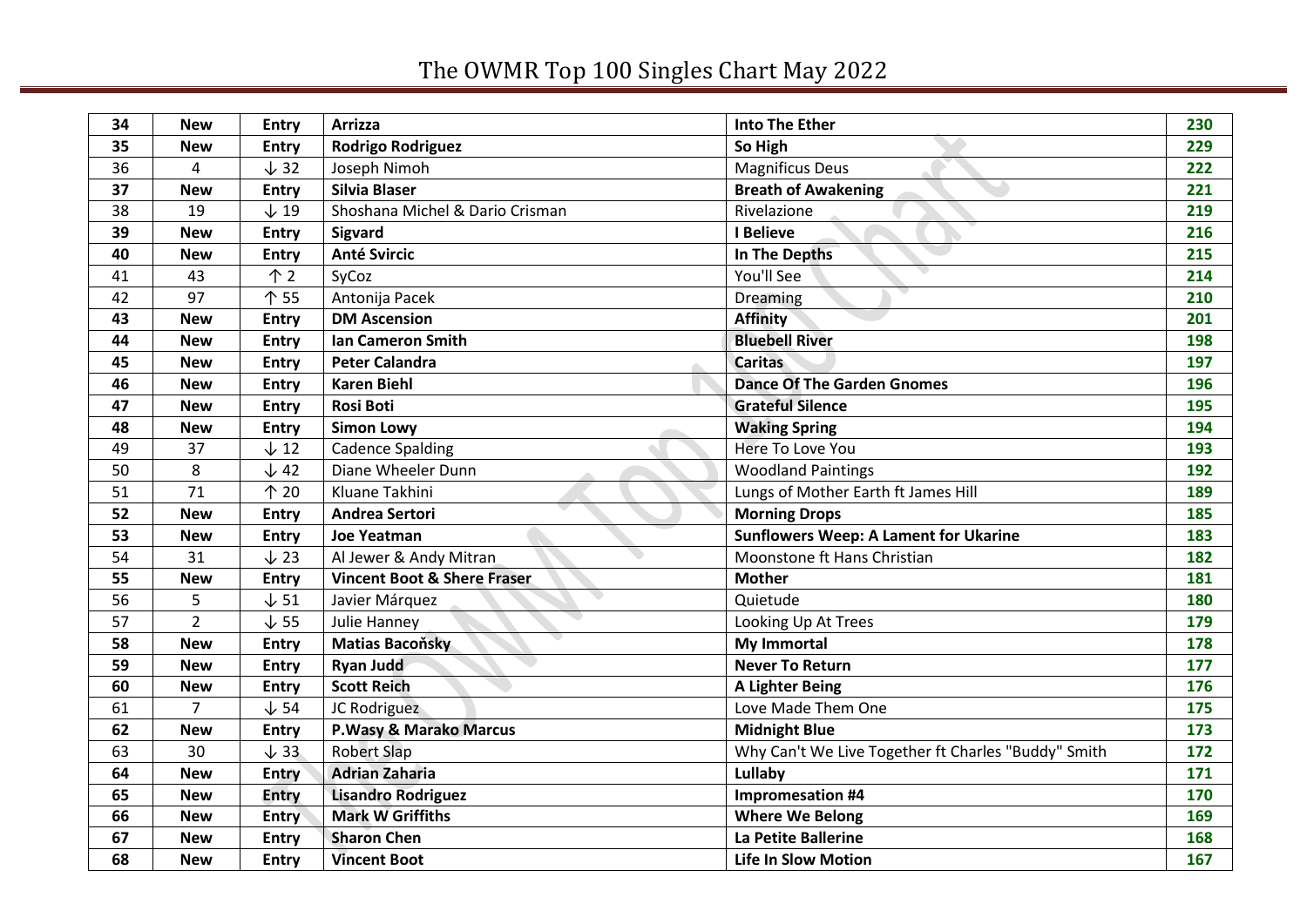# The OWMR Top 100 Singles Chart May 2022

| 34 | New | Entry | Arrizza | Into The Ether | 230 |
|---|---|---|---|---|---|
| 35 | New | Entry | Rodrigo Rodriguez | So High | 229 |
| 36 | 4 | ↓ 32 | Joseph Nimoh | Magnificus Deus | 222 |
| 37 | New | Entry | Silvia Blaser | Breath of Awakening | 221 |
| 38 | 19 | ↓ 19 | Shoshana Michel & Dario Crisman | Rivelazione | 219 |
| 39 | New | Entry | Sigvard | I Believe | 216 |
| 40 | New | Entry | Anté Svircic | In The Depths | 215 |
| 41 | 43 | ↑ 2 | SyCoz | You'll See | 214 |
| 42 | 97 | ↑ 55 | Antonija Pacek | Dreaming | 210 |
| 43 | New | Entry | DM Ascension | Affinity | 201 |
| 44 | New | Entry | Ian Cameron Smith | Bluebell River | 198 |
| 45 | New | Entry | Peter Calandra | Caritas | 197 |
| 46 | New | Entry | Karen Biehl | Dance Of The Garden Gnomes | 196 |
| 47 | New | Entry | Rosi Boti | Grateful Silence | 195 |
| 48 | New | Entry | Simon Lowy | Waking Spring | 194 |
| 49 | 37 | ↓ 12 | Cadence Spalding | Here To Love You | 193 |
| 50 | 8 | ↓ 42 | Diane Wheeler Dunn | Woodland Paintings | 192 |
| 51 | 71 | ↑ 20 | Kluane Takhini | Lungs of Mother Earth ft James Hill | 189 |
| 52 | New | Entry | Andrea Sertori | Morning Drops | 185 |
| 53 | New | Entry | Joe Yeatman | Sunflowers Weep: A Lament for Ukarine | 183 |
| 54 | 31 | ↓ 23 | Al Jewer & Andy Mitran | Moonstone ft Hans Christian | 182 |
| 55 | New | Entry | Vincent Boot & Shere Fraser | Mother | 181 |
| 56 | 5 | ↓ 51 | Javier Márquez | Quietude | 180 |
| 57 | 2 | ↓ 55 | Julie Hanney | Looking Up At Trees | 179 |
| 58 | New | Entry | Matias Bacoňsky | My Immortal | 178 |
| 59 | New | Entry | Ryan Judd | Never To Return | 177 |
| 60 | New | Entry | Scott Reich | A Lighter Being | 176 |
| 61 | 7 | ↓ 54 | JC Rodriguez | Love Made Them One | 175 |
| 62 | New | Entry | P.Wasy & Marako Marcus | Midnight Blue | 173 |
| 63 | 30 | ↓ 33 | Robert Slap | Why Can't We Live Together ft Charles "Buddy" Smith | 172 |
| 64 | New | Entry | Adrian Zaharia | Lullaby | 171 |
| 65 | New | Entry | Lisandro Rodriguez | Impromesation #4 | 170 |
| 66 | New | Entry | Mark W Griffiths | Where We Belong | 169 |
| 67 | New | Entry | Sharon Chen | La Petite Ballerine | 168 |
| 68 | New | Entry | Vincent Boot | Life In Slow Motion | 167 |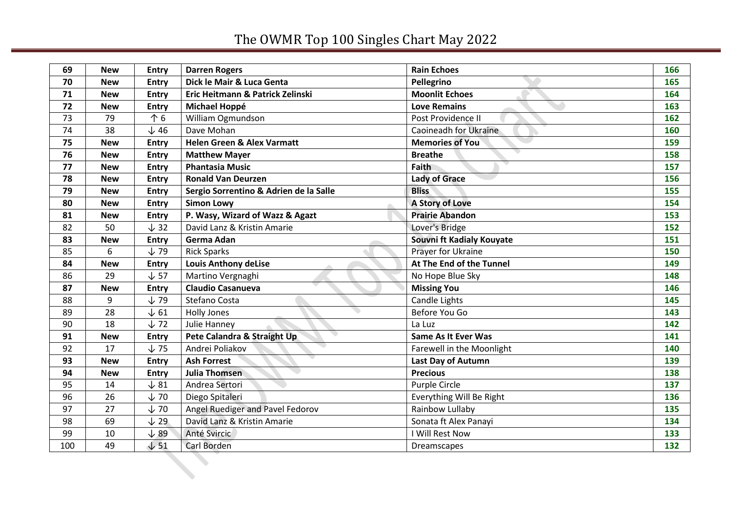# The OWMR Top 100 Singles Chart May 2022

| | | | | | |
|---|---|---|---|---|---|
| **69** | **New** | **Entry** | **Darren Rogers** | **Rain Echoes** | **166** |
| **70** | **New** | **Entry** | **Dick le Mair & Luca Genta** | **Pellegrino** | **165** |
| **71** | **New** | **Entry** | **Eric Heitmann & Patrick Zelinski** | **Moonlit Echoes** | **164** |
| **72** | **New** | **Entry** | **Michael Hoppé** | **Love Remains** | **163** |
| 73 | 79 | ↑ 6 | William Ogmundson | Post Providence II | **162** |
| 74 | 38 | ↓ 46 | Dave Mohan | Caoineadh for Ukraine | **160** |
| **75** | **New** | **Entry** | **Helen Green & Alex Varmatt** | **Memories of You** | **159** |
| **76** | **New** | **Entry** | **Matthew Mayer** | **Breathe** | **158** |
| **77** | **New** | **Entry** | **Phantasia Music** | **Faith** | **157** |
| **78** | **New** | **Entry** | **Ronald Van Deurzen** | **Lady of Grace** | **156** |
| **79** | **New** | **Entry** | **Sergio Sorrentino & Adrien de la Salle** | **Bliss** | **155** |
| **80** | **New** | **Entry** | **Simon Lowy** | **A Story of Love** | **154** |
| **81** | **New** | **Entry** | **P. Wasy, Wizard of Wazz & Agazt** | **Prairie Abandon** | **153** |
| 82 | 50 | ↓ 32 | David Lanz & Kristin Amarie | Lover's Bridge | **152** |
| **83** | **New** | **Entry** | **Germa Adan** | **Souvni ft Kadialy Kouyate** | **151** |
| 85 | 6 | ↓ 79 | Rick Sparks | Prayer for Ukraine | **150** |
| **84** | **New** | **Entry** | **Louis Anthony deLise** | **At The End of the Tunnel** | **149** |
| 86 | 29 | ↓ 57 | Martino Vergnaghi | No Hope Blue Sky | **148** |
| **87** | **New** | **Entry** | **Claudio Casanueva** | **Missing You** | **146** |
| 88 | 9 | ↓ 79 | Stefano Costa | Candle Lights | **145** |
| 89 | 28 | ↓ 61 | Holly Jones | Before You Go | **143** |
| 90 | 18 | ↓ 72 | Julie Hanney | La Luz | **142** |
| **91** | **New** | **Entry** | **Pete Calandra & Straight Up** | **Same As It Ever Was** | **141** |
| 92 | 17 | ↓ 75 | Andrei Poliakov | Farewell in the Moonlight | **140** |
| **93** | **New** | **Entry** | **Ash Forrest** | **Last Day of Autumn** | **139** |
| **94** | **New** | **Entry** | **Julia Thomsen** | **Precious** | **138** |
| 95 | 14 | ↓ 81 | Andrea Sertori | Purple Circle | **137** |
| 96 | 26 | ↓ 70 | Diego Spitaleri | Everything Will Be Right | **136** |
| 97 | 27 | ↓ 70 | Angel Ruediger and Pavel Fedorov | Rainbow Lullaby | **135** |
| 98 | 69 | ↓ 29 | David Lanz & Kristin Amarie | Sonata ft Alex Panayi | **134** |
| 99 | 10 | ↓ 89 | Anté Svircic | I Will Rest Now | **133** |
| 100 | 49 | ↓ 51 | Carl Borden | Dreamscapes | **132** |